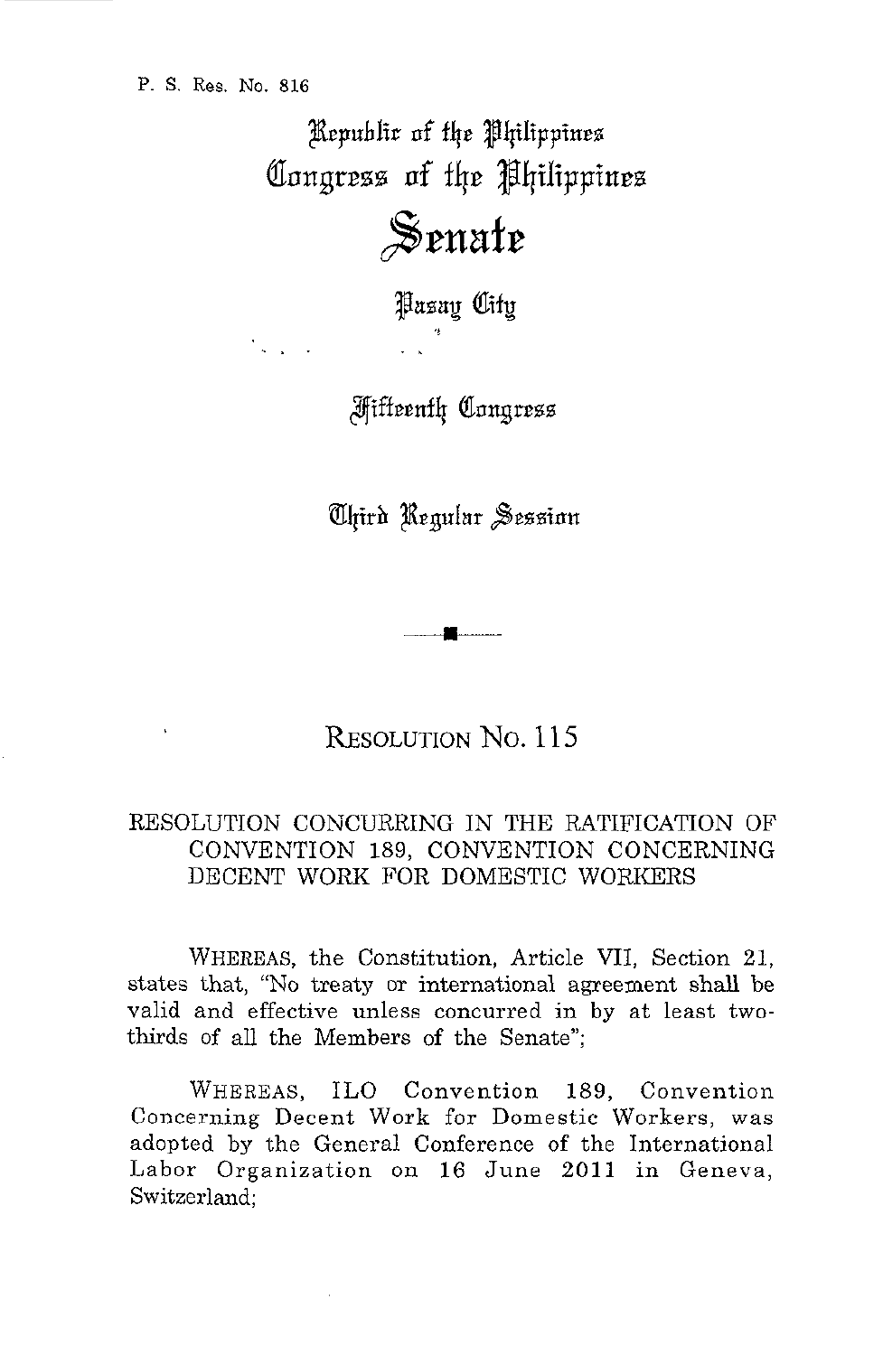P. S. Res. No. 816

Republic of the Philippines
Congress of the Philippines

# Senate

Pasay City

Fifteenth Congress

Third Regular Session

## RESOLUTION NO. 115

### RESOLUTION CONCURRING IN THE RATIFICATION OF CONVENTION 189, CONVENTION CONCERNING DECENT WORK FOR DOMESTIC WORKERS

WHEREAS, the Constitution, Article VII, Section 21, states that, "No treaty or international agreement shall be valid and effective unless concurred in by at least two-thirds of all the Members of the Senate";

WHEREAS, ILO Convention 189, Convention Concerning Decent Work for Domestic Workers, was adopted by the General Conference of the International Labor Organization on 16 June 2011 in Geneva, Switzerland;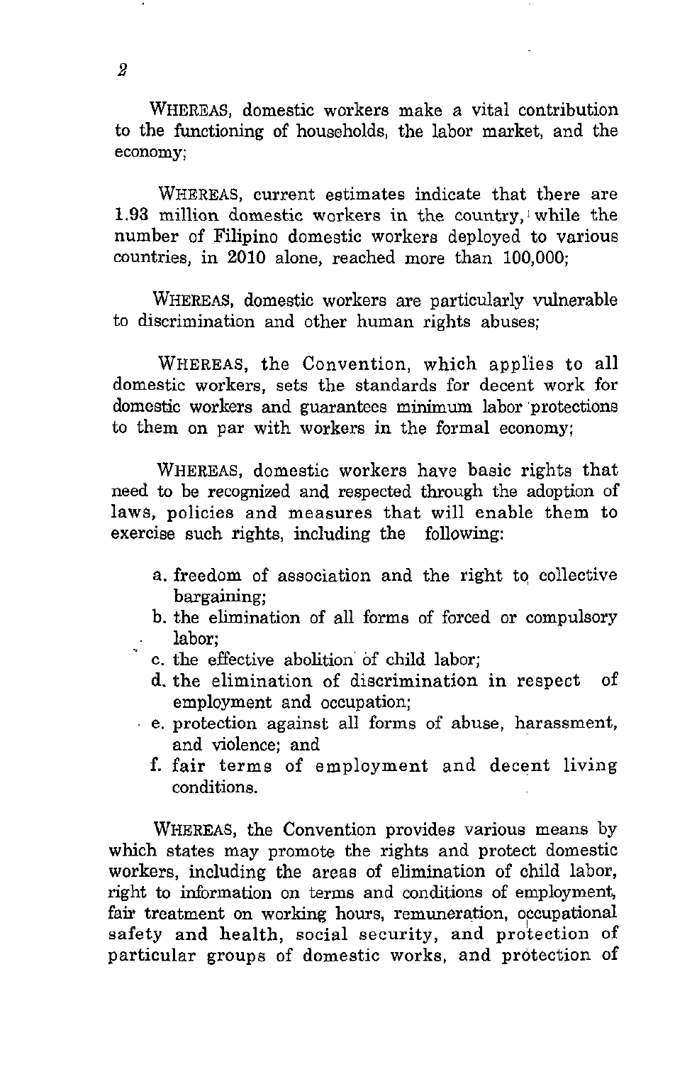WHEREAS, domestic workers make a vital contribution to the functioning of households, the labor market, and the economy;

WHEREAS, current estimates indicate that there are 1.93 million domestic workers in the country, while the number of Filipino domestic workers deployed to various countries, in 2010 alone, reached more than 100,000;

WHEREAS, domestic workers are particularly vulnerable to discrimination and other human rights abuses;

WHEREAS, the Convention, which applies to all domestic workers, sets the standards for decent work for domestic workers and guarantees minimum labor protections to them on par with workers in the formal economy;

WHEREAS, domestic workers have basic rights that need to be recognized and respected through the adoption of laws, policies and measures that will enable them to exercise such rights, including the following:

a. freedom of association and the right to collective bargaining;
b. the elimination of all forms of forced or compulsory labor;
c. the effective abolition of child labor;
d. the elimination of discrimination in respect of employment and occupation;
e. protection against all forms of abuse, harassment, and violence; and
f. fair terms of employment and decent living conditions.

WHEREAS, the Convention provides various means by which states may promote the rights and protect domestic workers, including the areas of elimination of child labor, right to information on terms and conditions of employment, fair treatment on working hours, remuneration, occupational safety and health, social security, and protection of particular groups of domestic works, and protection of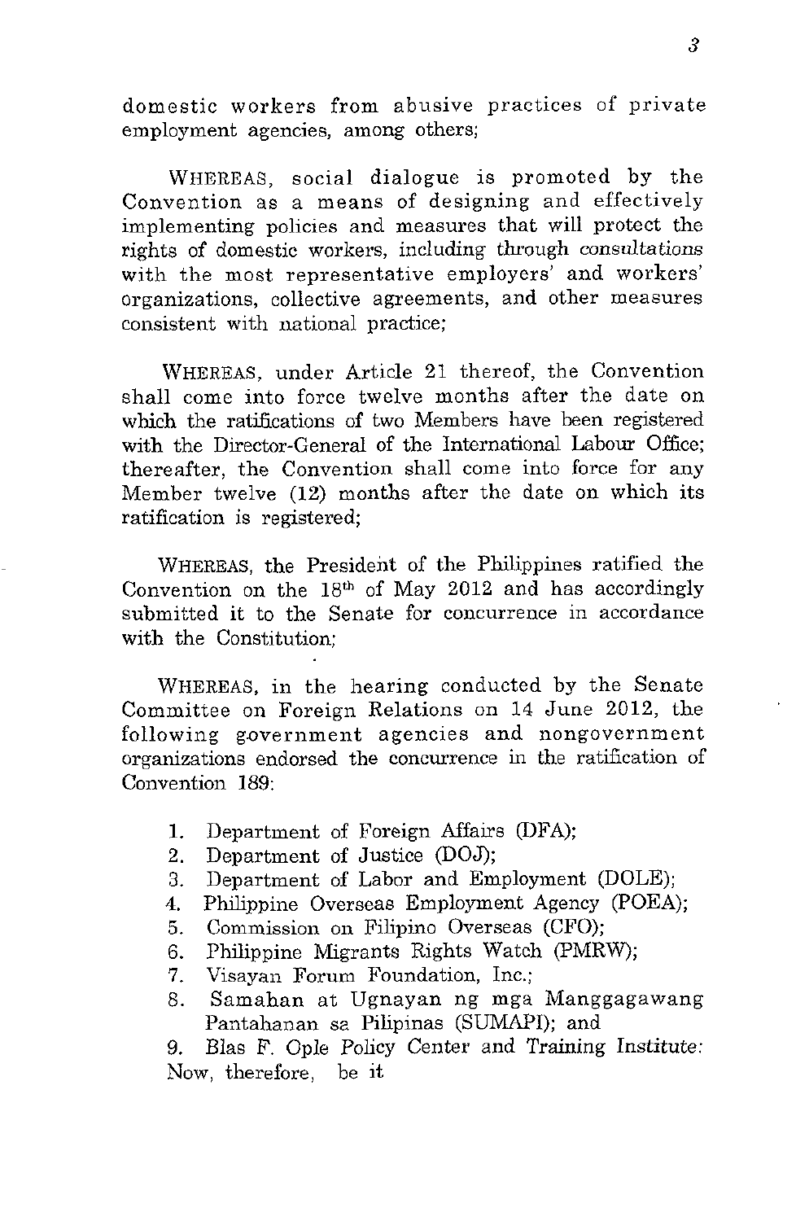domestic workers from abusive practices of private employment agencies, among others;

WHEREAS, social dialogue is promoted by the Convention as a means of designing and effectively implementing policies and measures that will protect the rights of domestic workers, including through consultations with the most representative employers' and workers' organizations, collective agreements, and other measures consistent with national practice;

WHEREAS, under Article 21 thereof, the Convention shall come into force twelve months after the date on which the ratifications of two Members have been registered with the Director-General of the International Labour Office; thereafter, the Convention shall come into force for any Member twelve (12) months after the date on which its ratification is registered;

WHEREAS, the President of the Philippines ratified the Convention on the 18th of May 2012 and has accordingly submitted it to the Senate for concurrence in accordance with the Constitution;

WHEREAS, in the hearing conducted by the Senate Committee on Foreign Relations on 14 June 2012, the following government agencies and nongovernment organizations endorsed the concurrence in the ratification of Convention 189:

1. Department of Foreign Affairs (DFA);
2. Department of Justice (DOJ);
3. Department of Labor and Employment (DOLE);
4. Philippine Overseas Employment Agency (POEA);
5. Commission on Filipino Overseas (CFO);
6. Philippine Migrants Rights Watch (PMRW);
7. Visayan Forum Foundation, Inc.;
8. Samahan at Ugnayan ng mga Manggagawang Pantahanan sa Pilipinas (SUMAPI); and
9. Blas F. Ople Policy Center and Training Institute:

Now, therefore, be it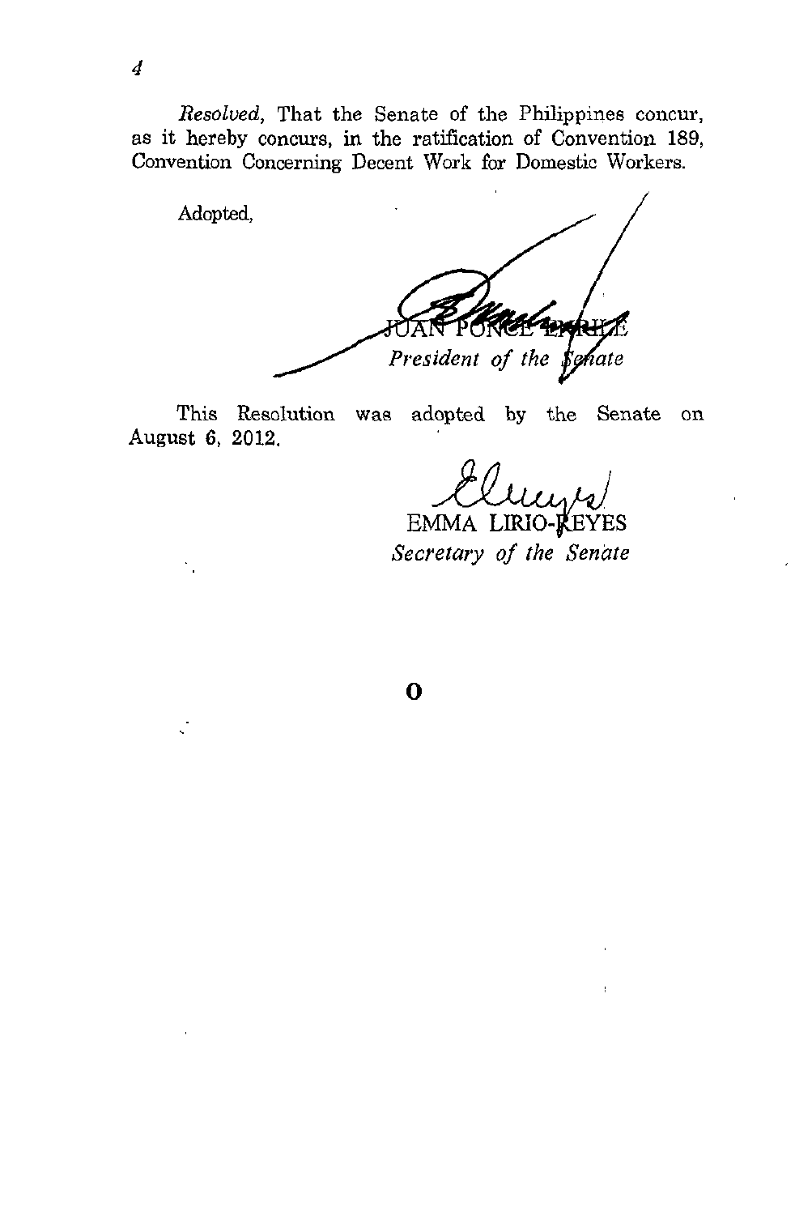*Resolved,* That the Senate of the Philippines concur, as it hereby concurs, in the ratification of Convention 189, Convention Concerning Decent Work for Domestic Workers.

Adopted,

JUAN PONCE ENRILE
*President of the Senate*

This Resolution was adopted by the Senate on August 6, 2012.

EMMA LIRIO-REYES
*Secretary of the Senate*

O